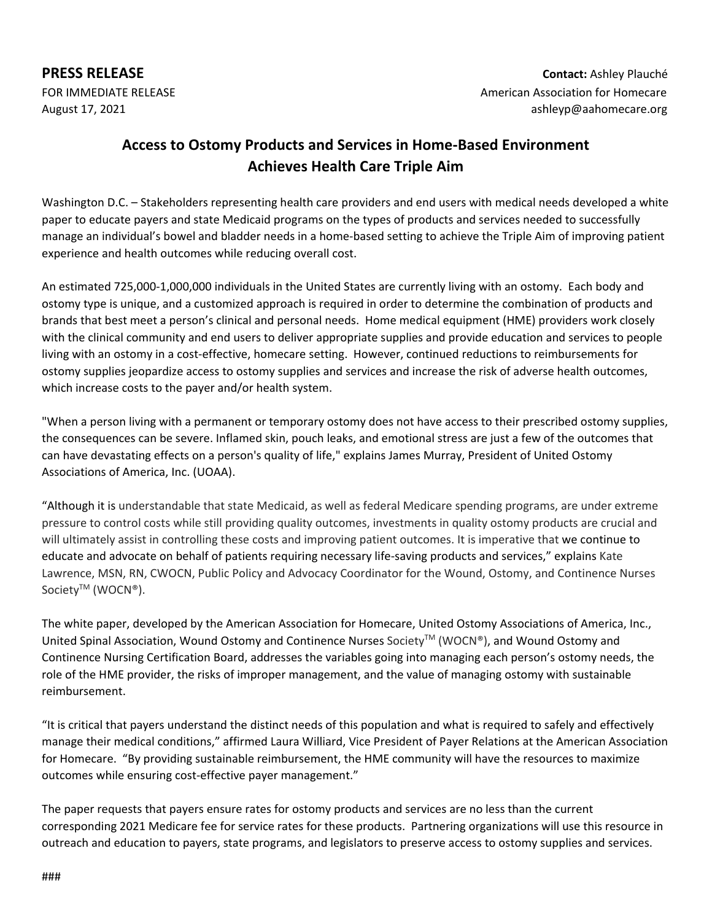**PRESS RELEASE**

FOR IMMEDIATE RELEASE
August 17, 2021

**Contact:** Ashley Plauché
American Association for Homecare
ashleyp@aahomecare.org

# Access to Ostomy Products and Services in Home-Based Environment Achieves Health Care Triple Aim

Washington D.C. – Stakeholders representing health care providers and end users with medical needs developed a white paper to educate payers and state Medicaid programs on the types of products and services needed to successfully manage an individual's bowel and bladder needs in a home-based setting to achieve the Triple Aim of improving patient experience and health outcomes while reducing overall cost.

An estimated 725,000-1,000,000 individuals in the United States are currently living with an ostomy. Each body and ostomy type is unique, and a customized approach is required in order to determine the combination of products and brands that best meet a person's clinical and personal needs. Home medical equipment (HME) providers work closely with the clinical community and end users to deliver appropriate supplies and provide education and services to people living with an ostomy in a cost-effective, homecare setting. However, continued reductions to reimbursements for ostomy supplies jeopardize access to ostomy supplies and services and increase the risk of adverse health outcomes, which increase costs to the payer and/or health system.

"When a person living with a permanent or temporary ostomy does not have access to their prescribed ostomy supplies, the consequences can be severe. Inflamed skin, pouch leaks, and emotional stress are just a few of the outcomes that can have devastating effects on a person's quality of life," explains James Murray, President of United Ostomy Associations of America, Inc. (UOAA).

"Although it is understandable that state Medicaid, as well as federal Medicare spending programs, are under extreme pressure to control costs while still providing quality outcomes, investments in quality ostomy products are crucial and will ultimately assist in controlling these costs and improving patient outcomes. It is imperative that we continue to educate and advocate on behalf of patients requiring necessary life-saving products and services," explains Kate Lawrence, MSN, RN, CWOCN, Public Policy and Advocacy Coordinator for the Wound, Ostomy, and Continence Nurses Society™ (WOCN®).

The white paper, developed by the American Association for Homecare, United Ostomy Associations of America, Inc., United Spinal Association, Wound Ostomy and Continence Nurses Society™ (WOCN®), and Wound Ostomy and Continence Nursing Certification Board, addresses the variables going into managing each person's ostomy needs, the role of the HME provider, the risks of improper management, and the value of managing ostomy with sustainable reimbursement.

"It is critical that payers understand the distinct needs of this population and what is required to safely and effectively manage their medical conditions," affirmed Laura Williard, Vice President of Payer Relations at the American Association for Homecare. "By providing sustainable reimbursement, the HME community will have the resources to maximize outcomes while ensuring cost-effective payer management."

The paper requests that payers ensure rates for ostomy products and services are no less than the current corresponding 2021 Medicare fee for service rates for these products. Partnering organizations will use this resource in outreach and education to payers, state programs, and legislators to preserve access to ostomy supplies and services.

###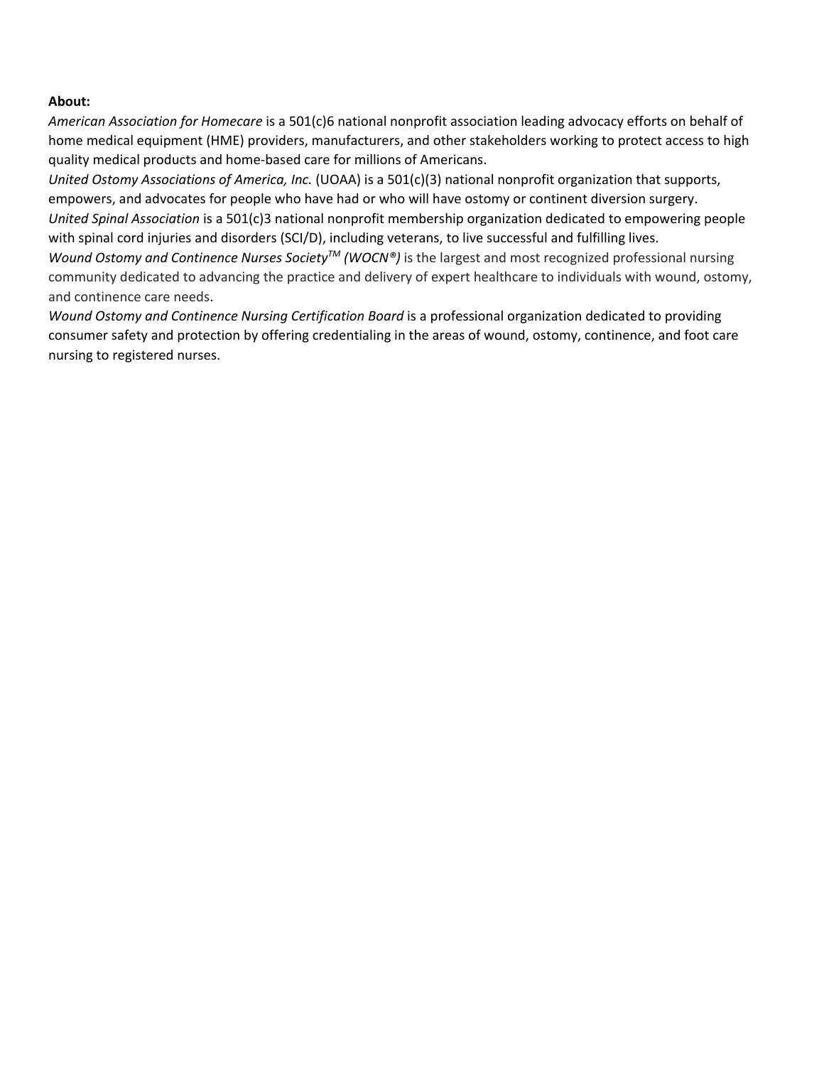**About:**

*American Association for Homecare* is a 501(c)6 national nonprofit association leading advocacy efforts on behalf of home medical equipment (HME) providers, manufacturers, and other stakeholders working to protect access to high quality medical products and home-based care for millions of Americans.

*United Ostomy Associations of America, Inc.* (UOAA) is a 501(c)(3) national nonprofit organization that supports, empowers, and advocates for people who have had or who will have ostomy or continent diversion surgery.

*United Spinal Association* is a 501(c)3 national nonprofit membership organization dedicated to empowering people with spinal cord injuries and disorders (SCI/D), including veterans, to live successful and fulfilling lives.

*Wound Ostomy and Continence Nurses Society™ (WOCN®)* is the largest and most recognized professional nursing community dedicated to advancing the practice and delivery of expert healthcare to individuals with wound, ostomy, and continence care needs.

*Wound Ostomy and Continence Nursing Certification Board* is a professional organization dedicated to providing consumer safety and protection by offering credentialing in the areas of wound, ostomy, continence, and foot care nursing to registered nurses.